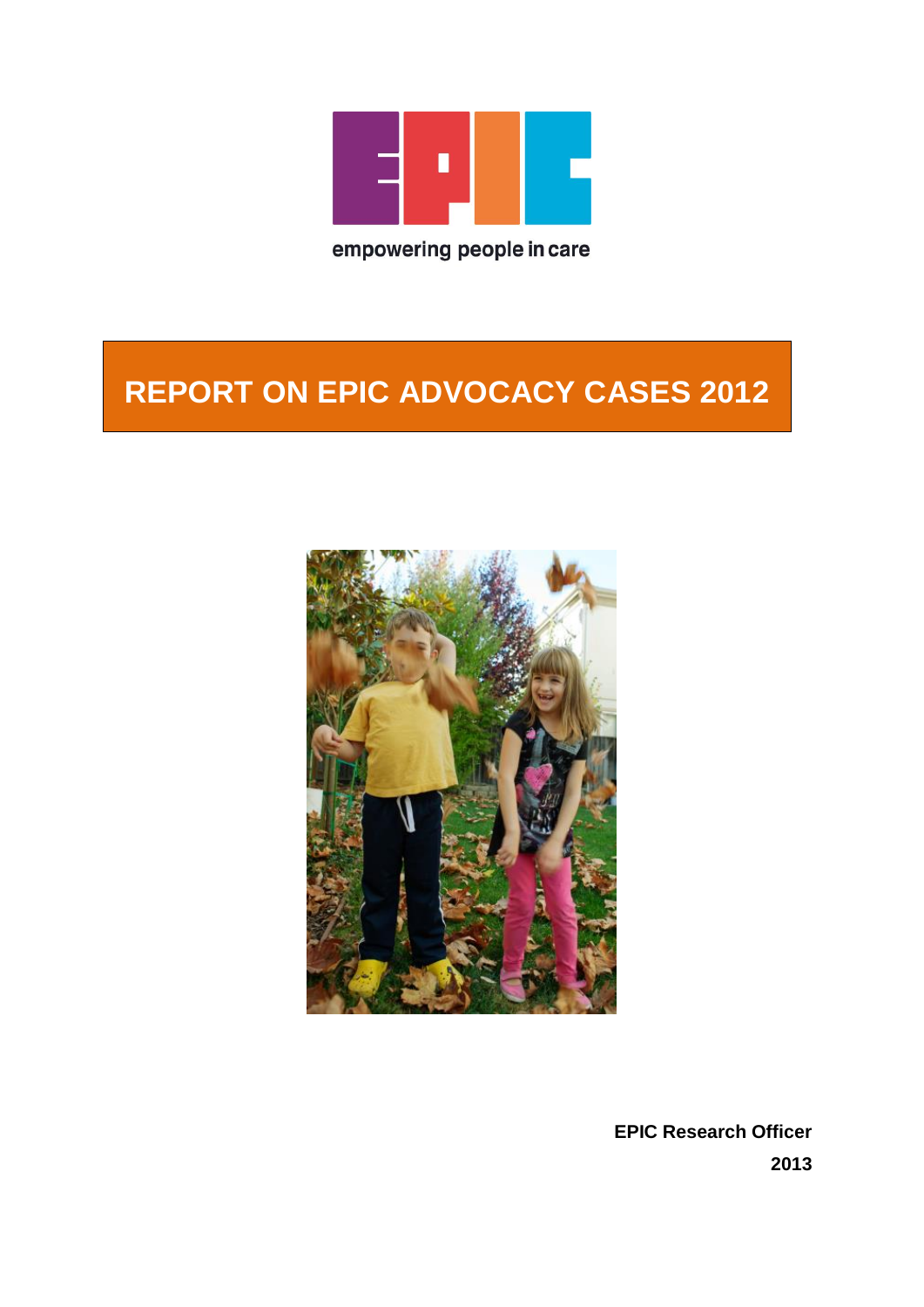EPIC

empowering people in care

# REPORT ON EPIC ADVOCACY CASES 2012

**EPIC Research Officer**

**2013**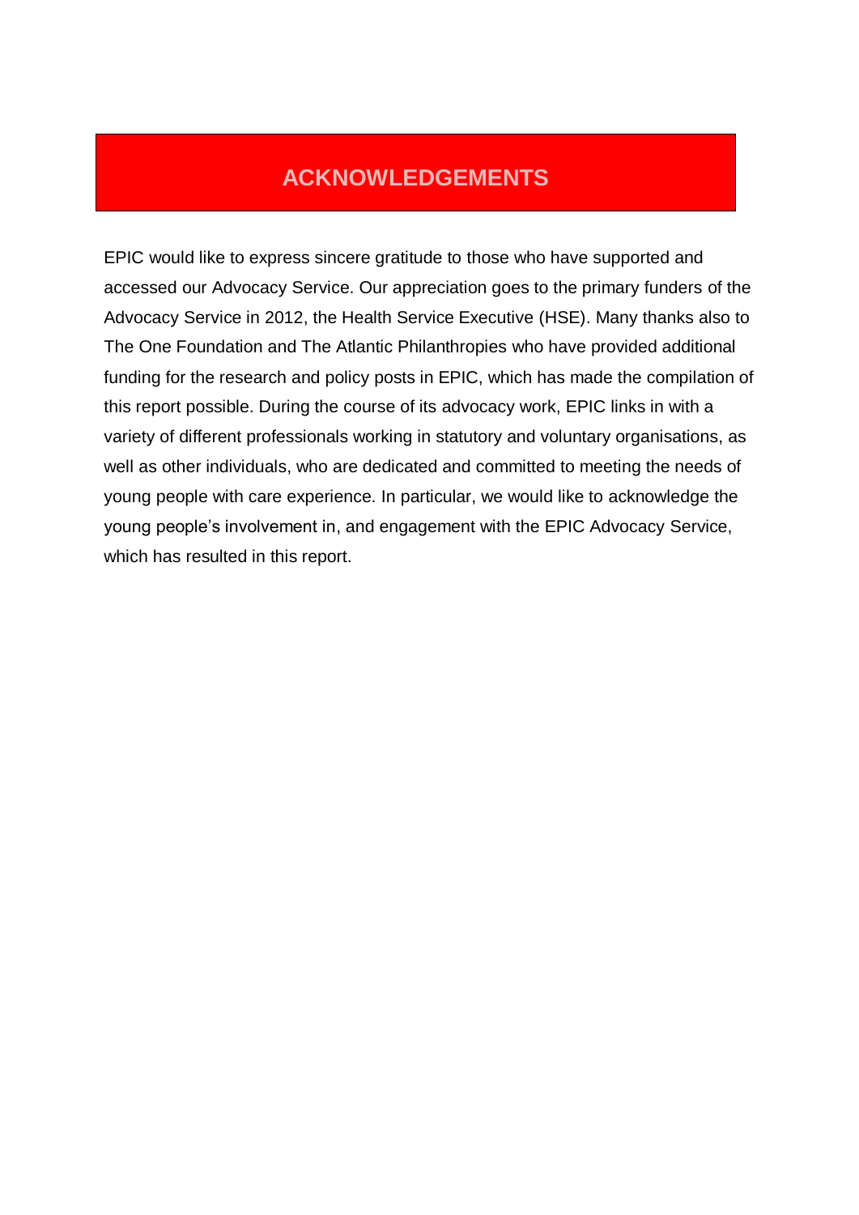# ACKNOWLEDGEMENTS

EPIC would like to express sincere gratitude to those who have supported and accessed our Advocacy Service. Our appreciation goes to the primary funders of the Advocacy Service in 2012, the Health Service Executive (HSE). Many thanks also to The One Foundation and The Atlantic Philanthropies who have provided additional funding for the research and policy posts in EPIC, which has made the compilation of this report possible. During the course of its advocacy work, EPIC links in with a variety of different professionals working in statutory and voluntary organisations, as well as other individuals, who are dedicated and committed to meeting the needs of young people with care experience. In particular, we would like to acknowledge the young people's involvement in, and engagement with the EPIC Advocacy Service, which has resulted in this report.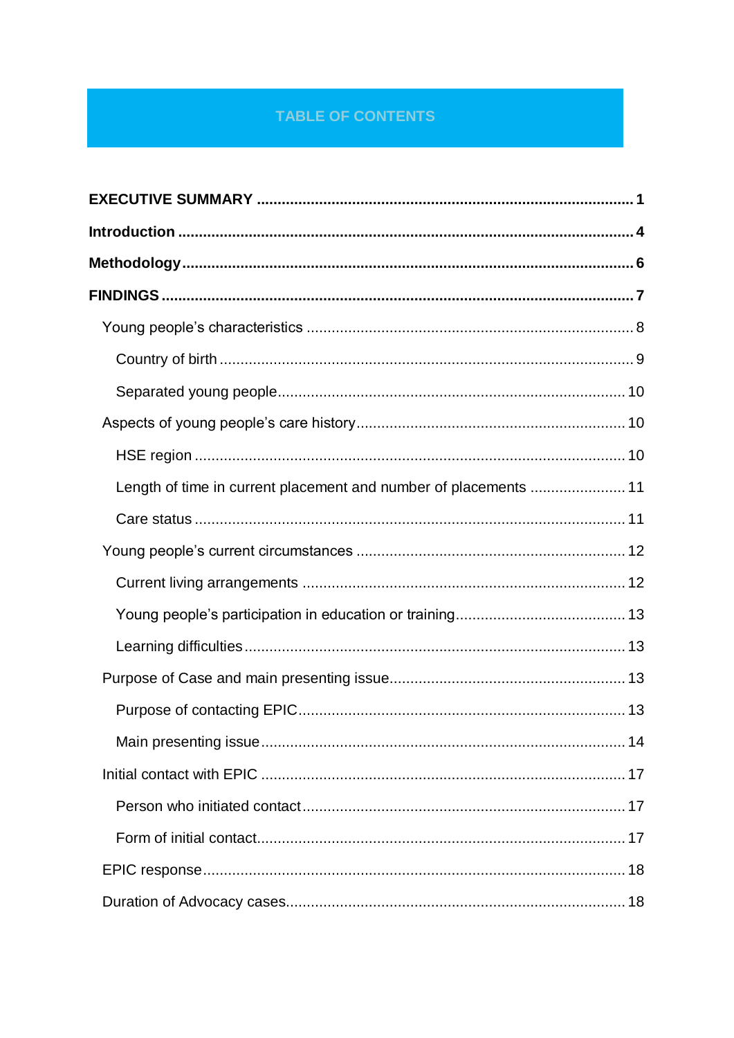# TABLE OF CONTENTS

**EXECUTIVE SUMMARY** .......... **1**

**Introduction** .......... **4**

**Methodology** .......... **6**

**FINDINGS** .......... **7**

- Young people's characteristics .......... 8
  - Country of birth .......... 9
  - Separated young people .......... 10
- Aspects of young people's care history .......... 10
  - HSE region .......... 10
  - Length of time in current placement and number of placements .......... 11
  - Care status .......... 11
- Young people's current circumstances .......... 12
  - Current living arrangements .......... 12
  - Young people's participation in education or training .......... 13
  - Learning difficulties .......... 13
- Purpose of Case and main presenting issue .......... 13
  - Purpose of contacting EPIC .......... 13
  - Main presenting issue .......... 14
- Initial contact with EPIC .......... 17
  - Person who initiated contact .......... 17
  - Form of initial contact .......... 17
- EPIC response .......... 18
- Duration of Advocacy cases .......... 18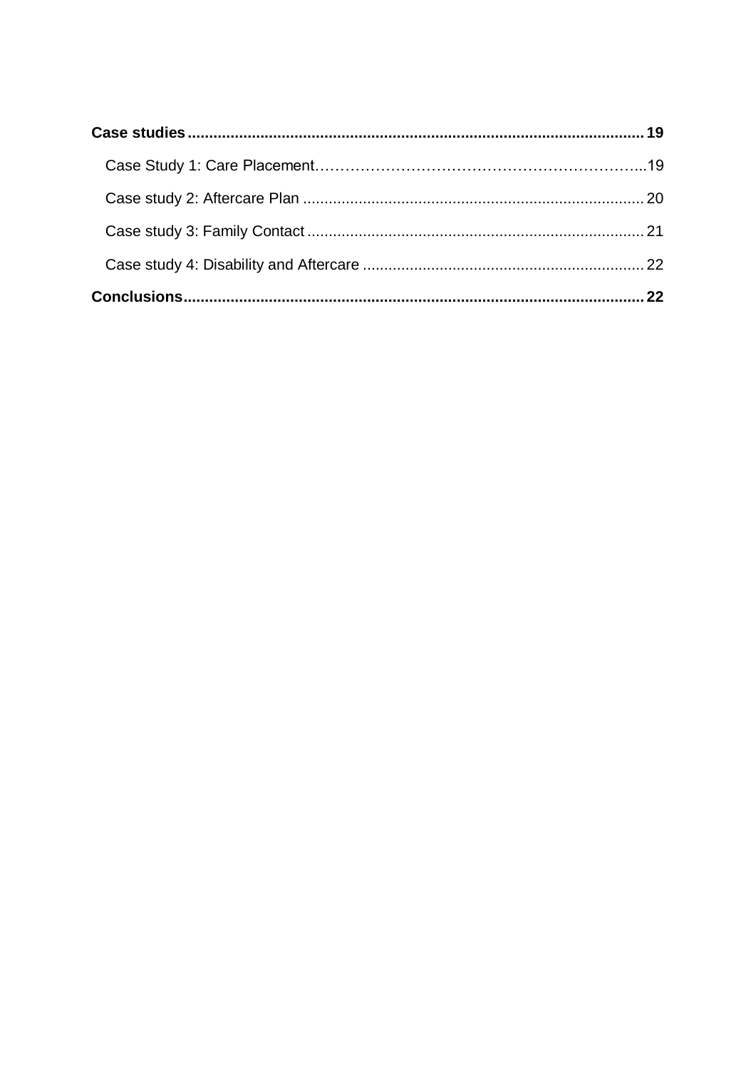**Case studies** .......................................................................................................... **19**

Case Study 1: Care Placement……………………………………………………………...19

Case study 2: Aftercare Plan ............................................................................... 20

Case study 3: Family Contact .............................................................................. 21

Case study 4: Disability and Aftercare ................................................................. 22

**Conclusions** ........................................................................................................... **22**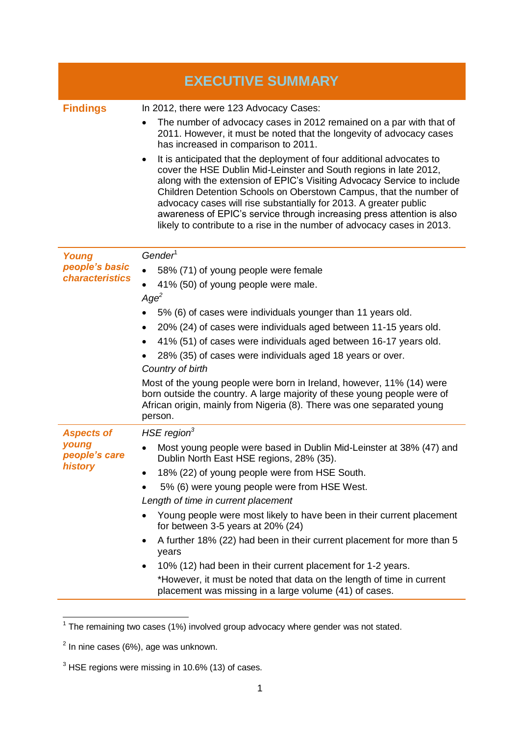# EXECUTIVE SUMMARY

## Findings

In 2012, there were 123 Advocacy Cases:

- The number of advocacy cases in 2012 remained on a par with that of 2011. However, it must be noted that the longevity of advocacy cases has increased in comparison to 2011.
- It is anticipated that the deployment of four additional advocates to cover the HSE Dublin Mid-Leinster and South regions in late 2012, along with the extension of EPIC's Visiting Advocacy Service to include Children Detention Schools on Oberstown Campus, that the number of advocacy cases will rise substantially for 2013. A greater public awareness of EPIC's service through increasing press attention is also likely to contribute to a rise in the number of advocacy cases in 2013.

## *Young people's basic characteristics*

*Gender*[1]

- 58% (71) of young people were female
- 41% (50) of young people were male.

*Age*[2]

- 5% (6) of cases were individuals younger than 11 years old.
- 20% (24) of cases were individuals aged between 11-15 years old.
- 41% (51) of cases were individuals aged between 16-17 years old.
- 28% (35) of cases were individuals aged 18 years or over.

*Country of birth*

Most of the young people were born in Ireland, however, 11% (14) were born outside the country. A large majority of these young people were of African origin, mainly from Nigeria (8). There was one separated young person.

## *Aspects of young people's care history*

*HSE region*[3]

- Most young people were based in Dublin Mid-Leinster at 38% (47) and Dublin North East HSE regions, 28% (35).
- 18% (22) of young people were from HSE South.
- 5% (6) were young people were from HSE West.

*Length of time in current placement*

- Young people were most likely to have been in their current placement for between 3-5 years at 20% (24)
- A further 18% (22) had been in their current placement for more than 5 years
- 10% (12) had been in their current placement for 1-2 years.
  *However, it must be noted that data on the length of time in current placement was missing in a large volume (41) of cases.

---

[1] The remaining two cases (1%) involved group advocacy where gender was not stated.

[2] In nine cases (6%), age was unknown.

[3] HSE regions were missing in 10.6% (13) of cases.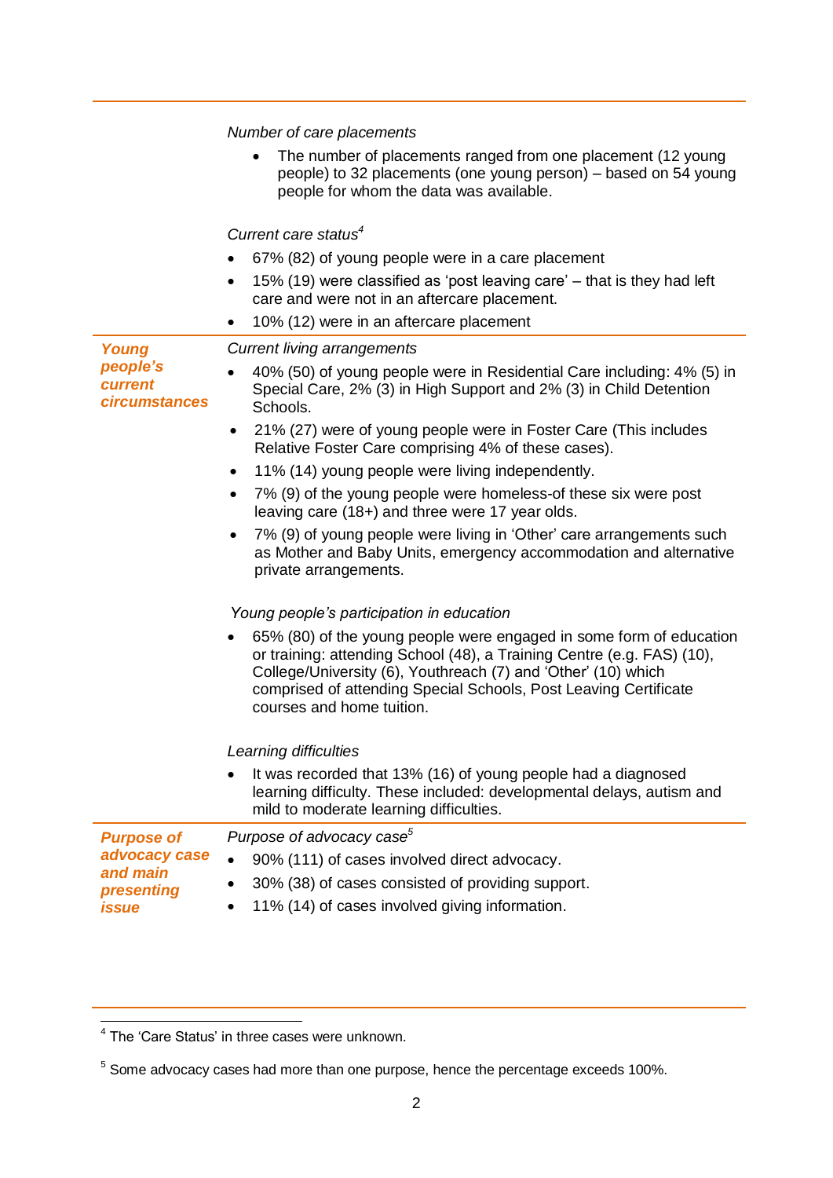| | |
|---|---|
| | *Number of care placements*<br>• The number of placements ranged from one placement (12 young people) to 32 placements (one young person) – based on 54 young people for whom the data was available.<br><br>*Current care status*[4]<br>• 67% (82) of young people were in a care placement<br>• 15% (19) were classified as 'post leaving care' – that is they had left care and were not in an aftercare placement.<br>• 10% (12) were in an aftercare placement |
| ***Young people's current circumstances*** | *Current living arrangements*<br>• 40% (50) of young people were in Residential Care including: 4% (5) in Special Care, 2% (3) in High Support and 2% (3) in Child Detention Schools.<br>• 21% (27) were of young people were in Foster Care (This includes Relative Foster Care comprising 4% of these cases).<br>• 11% (14) young people were living independently.<br>• 7% (9) of the young people were homeless-of these six were post leaving care (18+) and three were 17 year olds.<br>• 7% (9) of young people were living in 'Other' care arrangements such as Mother and Baby Units, emergency accommodation and alternative private arrangements.<br><br>*Young people's participation in education*<br>• 65% (80) of the young people were engaged in some form of education or training: attending School (48), a Training Centre (e.g. FAS) (10), College/University (6), Youthreach (7) and 'Other' (10) which comprised of attending Special Schools, Post Leaving Certificate courses and home tuition.<br><br>*Learning difficulties*<br>• It was recorded that 13% (16) of young people had a diagnosed learning difficulty. These included: developmental delays, autism and mild to moderate learning difficulties. |
| ***Purpose of advocacy case and main presenting issue*** | *Purpose of advocacy case*[5]<br>• 90% (111) of cases involved direct advocacy.<br>• 30% (38) of cases consisted of providing support.<br>• 11% (14) of cases involved giving information. |

[4] The 'Care Status' in three cases were unknown.

[5] Some advocacy cases had more than one purpose, hence the percentage exceeds 100%.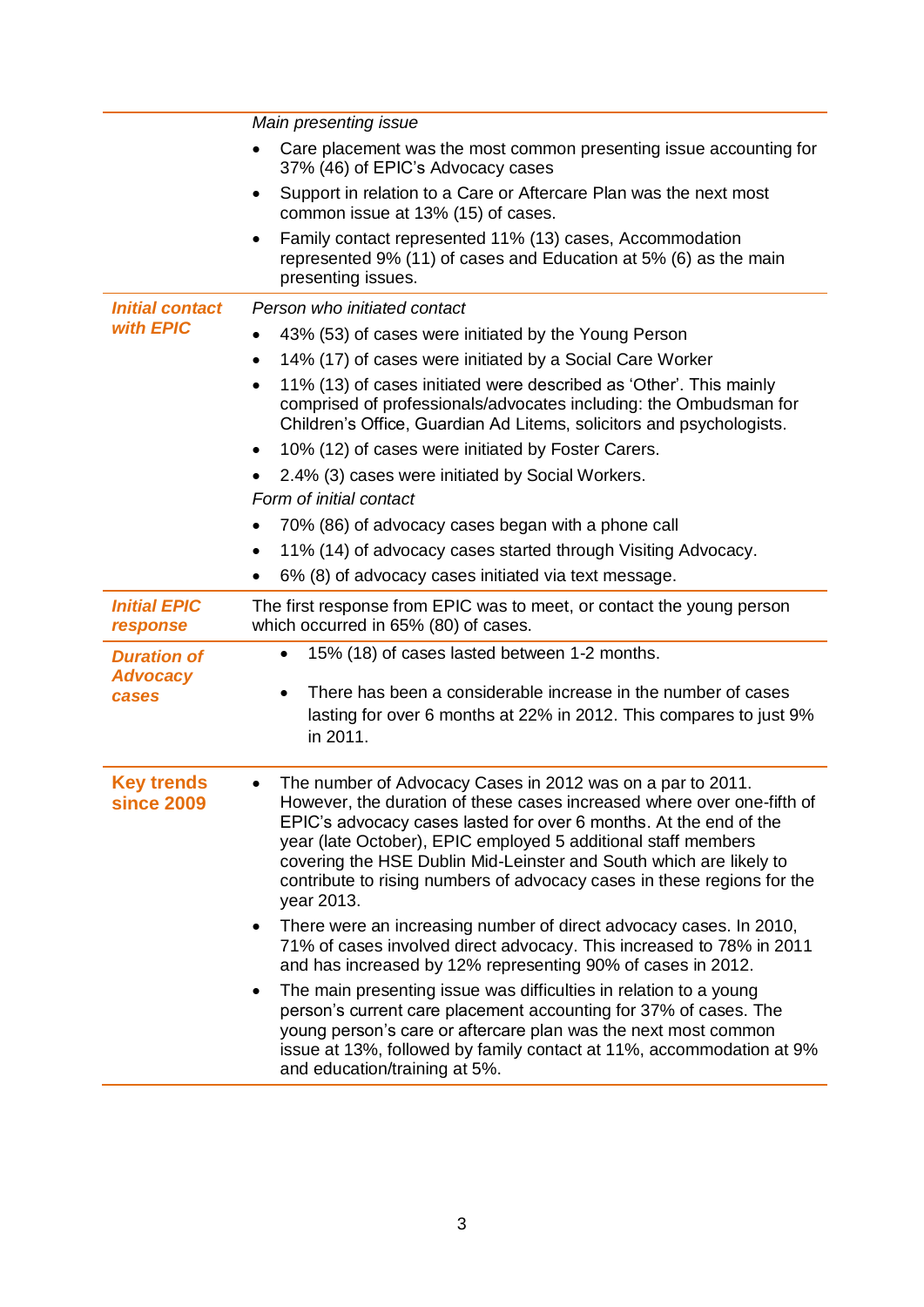| | |
|---|---|
| | *Main presenting issue*<br>• Care placement was the most common presenting issue accounting for 37% (46) of EPIC's Advocacy cases<br>• Support in relation to a Care or Aftercare Plan was the next most common issue at 13% (15) of cases.<br>• Family contact represented 11% (13) cases, Accommodation represented 9% (11) of cases and Education at 5% (6) as the main presenting issues. |
| ***Initial contact with EPIC*** | *Person who initiated contact*<br>• 43% (53) of cases were initiated by the Young Person<br>• 14% (17) of cases were initiated by a Social Care Worker<br>• 11% (13) of cases initiated were described as 'Other'. This mainly comprised of professionals/advocates including: the Ombudsman for Children's Office, Guardian Ad Litems, solicitors and psychologists.<br>• 10% (12) of cases were initiated by Foster Carers.<br>• 2.4% (3) cases were initiated by Social Workers.<br>*Form of initial contact*<br>• 70% (86) of advocacy cases began with a phone call<br>• 11% (14) of advocacy cases started through Visiting Advocacy.<br>• 6% (8) of advocacy cases initiated via text message. |
| ***Initial EPIC response*** | The first response from EPIC was to meet, or contact the young person which occurred in 65% (80) of cases. |
| ***Duration of Advocacy cases*** | • 15% (18) of cases lasted between 1-2 months.<br>• There has been a considerable increase in the number of cases lasting for over 6 months at 22% in 2012. This compares to just 9% in 2011. |
| **Key trends since 2009** | • The number of Advocacy Cases in 2012 was on a par to 2011. However, the duration of these cases increased where over one-fifth of EPIC's advocacy cases lasted for over 6 months. At the end of the year (late October), EPIC employed 5 additional staff members covering the HSE Dublin Mid-Leinster and South which are likely to contribute to rising numbers of advocacy cases in these regions for the year 2013.<br>• There were an increasing number of direct advocacy cases. In 2010, 71% of cases involved direct advocacy. This increased to 78% in 2011 and has increased by 12% representing 90% of cases in 2012.<br>• The main presenting issue was difficulties in relation to a young person's current care placement accounting for 37% of cases. The young person's care or aftercare plan was the next most common issue at 13%, followed by family contact at 11%, accommodation at 9% and education/training at 5%. |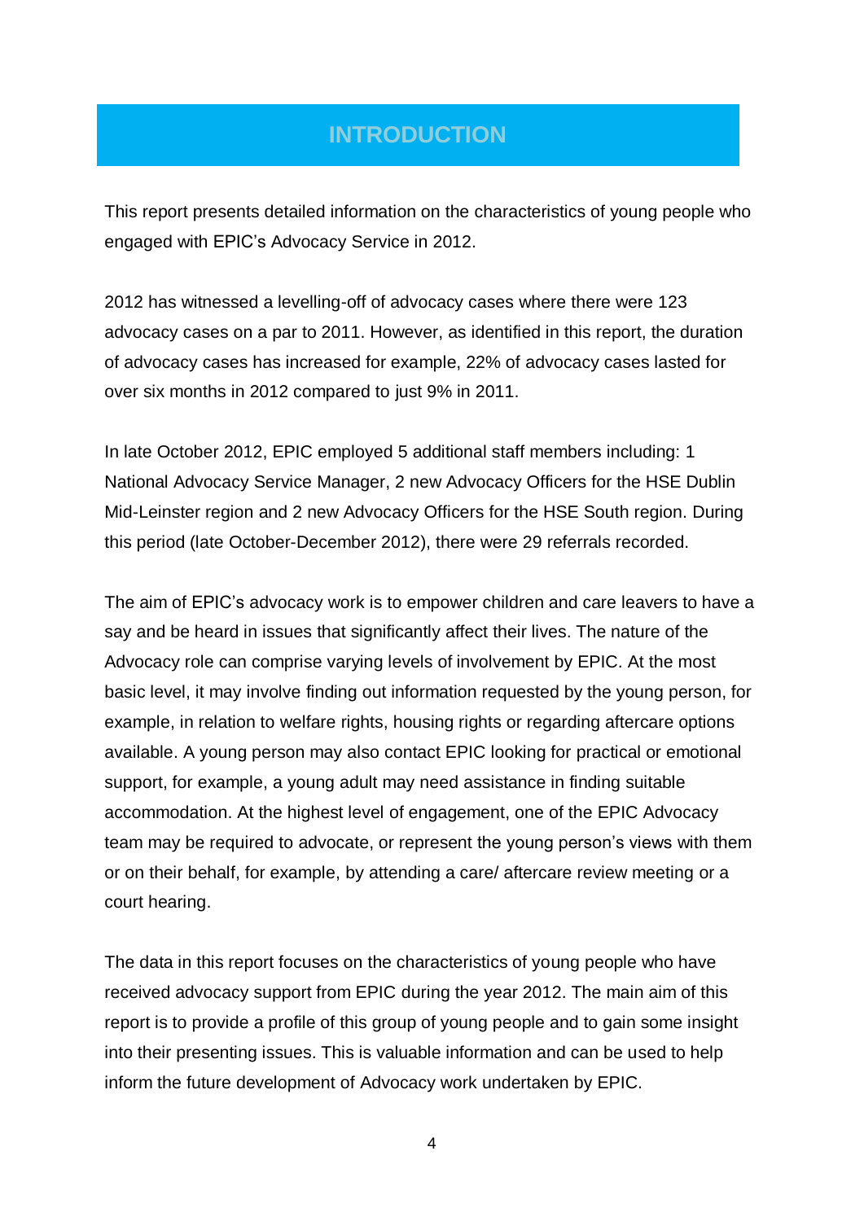# INTRODUCTION

This report presents detailed information on the characteristics of young people who engaged with EPIC's Advocacy Service in 2012.

2012 has witnessed a levelling-off of advocacy cases where there were 123 advocacy cases on a par to 2011. However, as identified in this report, the duration of advocacy cases has increased for example, 22% of advocacy cases lasted for over six months in 2012 compared to just 9% in 2011.

In late October 2012, EPIC employed 5 additional staff members including: 1 National Advocacy Service Manager, 2 new Advocacy Officers for the HSE Dublin Mid-Leinster region and 2 new Advocacy Officers for the HSE South region. During this period (late October-December 2012), there were 29 referrals recorded.

The aim of EPIC's advocacy work is to empower children and care leavers to have a say and be heard in issues that significantly affect their lives. The nature of the Advocacy role can comprise varying levels of involvement by EPIC. At the most basic level, it may involve finding out information requested by the young person, for example, in relation to welfare rights, housing rights or regarding aftercare options available. A young person may also contact EPIC looking for practical or emotional support, for example, a young adult may need assistance in finding suitable accommodation. At the highest level of engagement, one of the EPIC Advocacy team may be required to advocate, or represent the young person's views with them or on their behalf, for example, by attending a care/ aftercare review meeting or a court hearing.

The data in this report focuses on the characteristics of young people who have received advocacy support from EPIC during the year 2012. The main aim of this report is to provide a profile of this group of young people and to gain some insight into their presenting issues. This is valuable information and can be used to help inform the future development of Advocacy work undertaken by EPIC.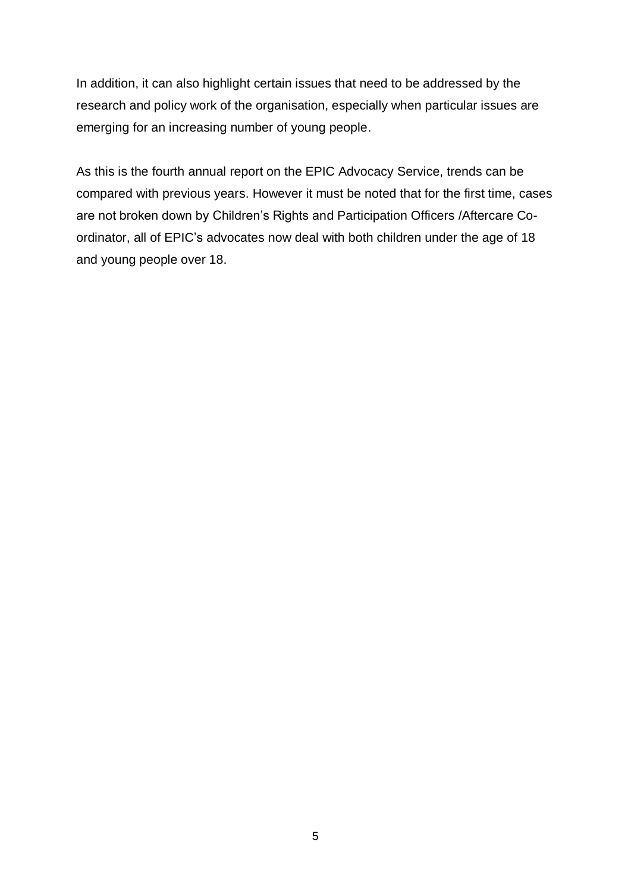In addition, it can also highlight certain issues that need to be addressed by the research and policy work of the organisation, especially when particular issues are emerging for an increasing number of young people.

As this is the fourth annual report on the EPIC Advocacy Service, trends can be compared with previous years. However it must be noted that for the first time, cases are not broken down by Children's Rights and Participation Officers /Aftercare Co-ordinator, all of EPIC's advocates now deal with both children under the age of 18 and young people over 18.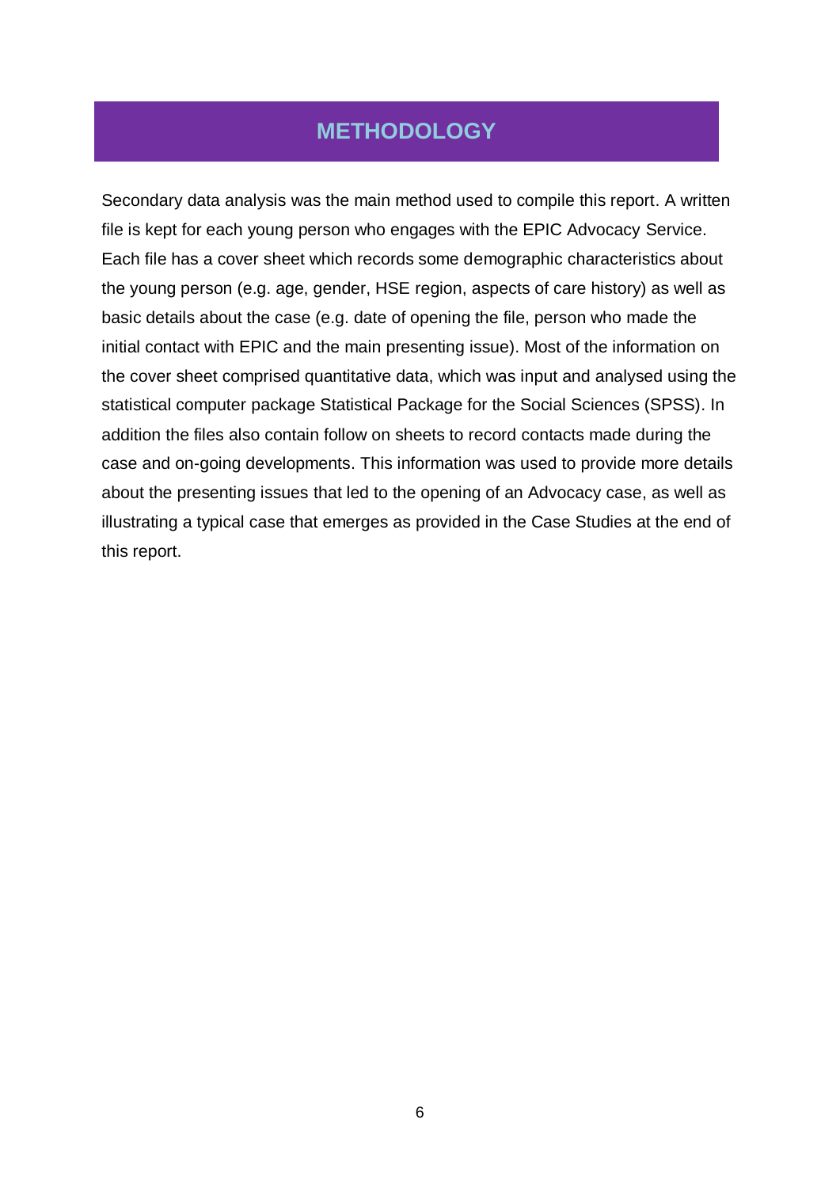# METHODOLOGY

Secondary data analysis was the main method used to compile this report. A written file is kept for each young person who engages with the EPIC Advocacy Service. Each file has a cover sheet which records some demographic characteristics about the young person (e.g. age, gender, HSE region, aspects of care history) as well as basic details about the case (e.g. date of opening the file, person who made the initial contact with EPIC and the main presenting issue). Most of the information on the cover sheet comprised quantitative data, which was input and analysed using the statistical computer package Statistical Package for the Social Sciences (SPSS). In addition the files also contain follow on sheets to record contacts made during the case and on-going developments. This information was used to provide more details about the presenting issues that led to the opening of an Advocacy case, as well as illustrating a typical case that emerges as provided in the Case Studies at the end of this report.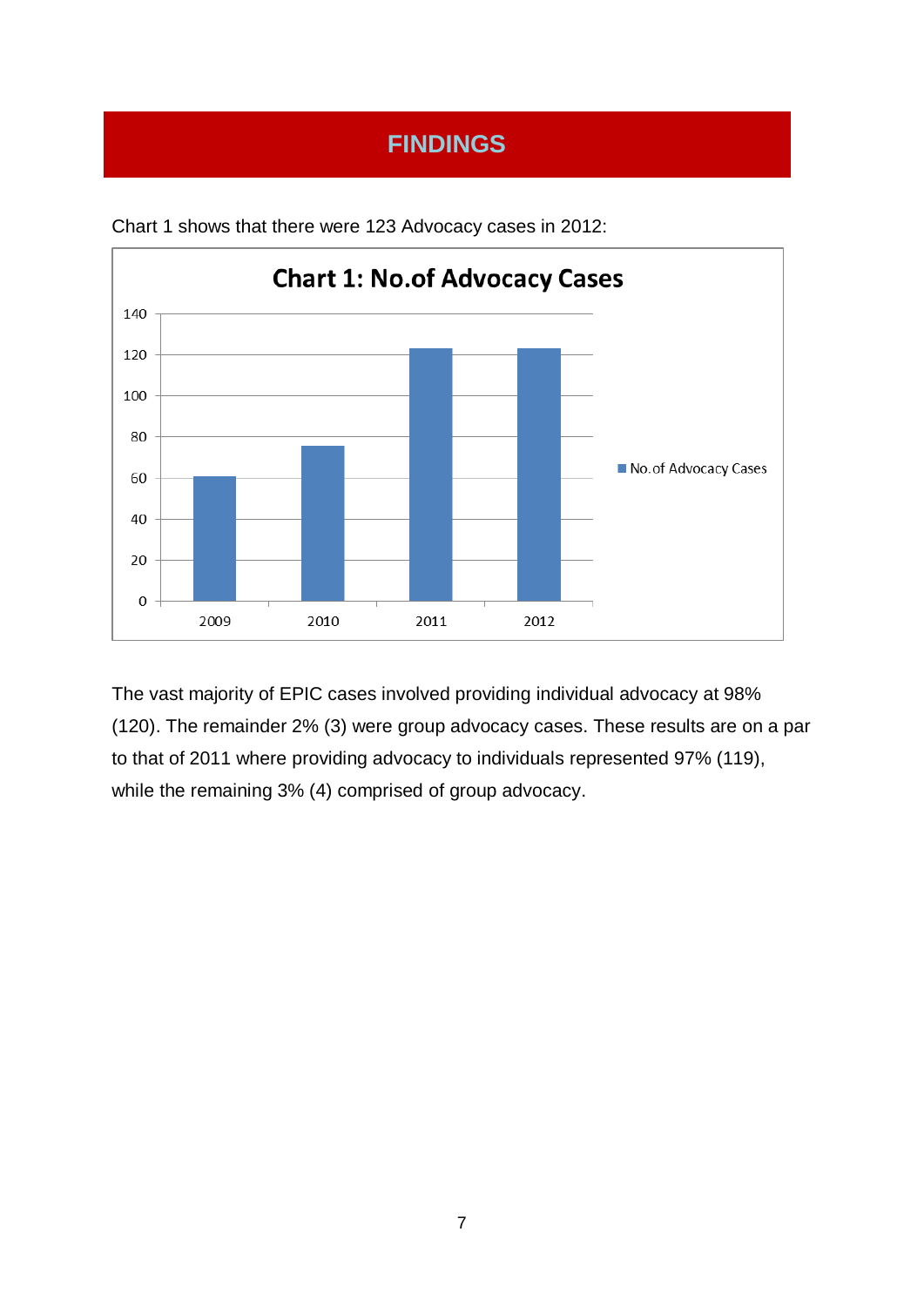# FINDINGS

Chart 1 shows that there were 123 Advocacy cases in 2012:

**Chart 1: No.of Advocacy Cases**

| Year | No.of Advocacy Cases |
|---|---|
| 2009 | 61 |
| 2010 | 76 |
| 2011 | 123 |
| 2012 | 123 |

The vast majority of EPIC cases involved providing individual advocacy at 98% (120). The remainder 2% (3) were group advocacy cases. These results are on a par to that of 2011 where providing advocacy to individuals represented 97% (119), while the remaining 3% (4) comprised of group advocacy.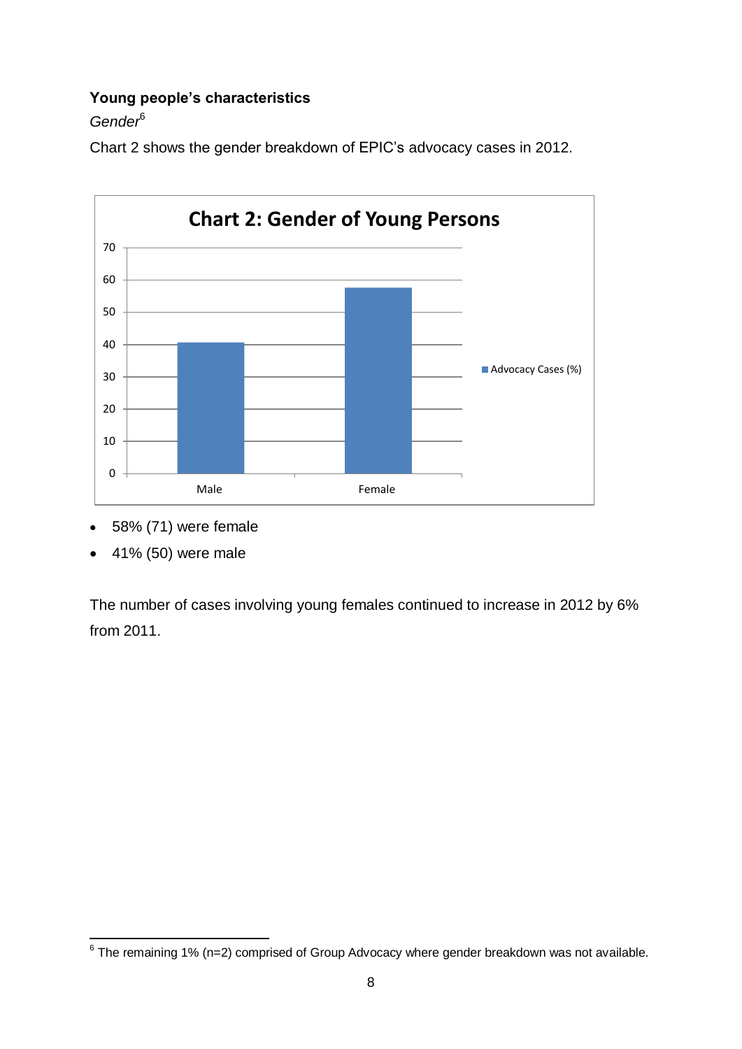## Young people's characteristics

*Gender*[6]

Chart 2 shows the gender breakdown of EPIC's advocacy cases in 2012.

Chart 2: Gender of Young Persons

70
60
50
40
30
20
10
0

Male
Female

Advocacy Cases (%)

- 58% (71) were female
- 41% (50) were male

The number of cases involving young females continued to increase in 2012 by 6% from 2011.

[6] The remaining 1% (n=2) comprised of Group Advocacy where gender breakdown was not available.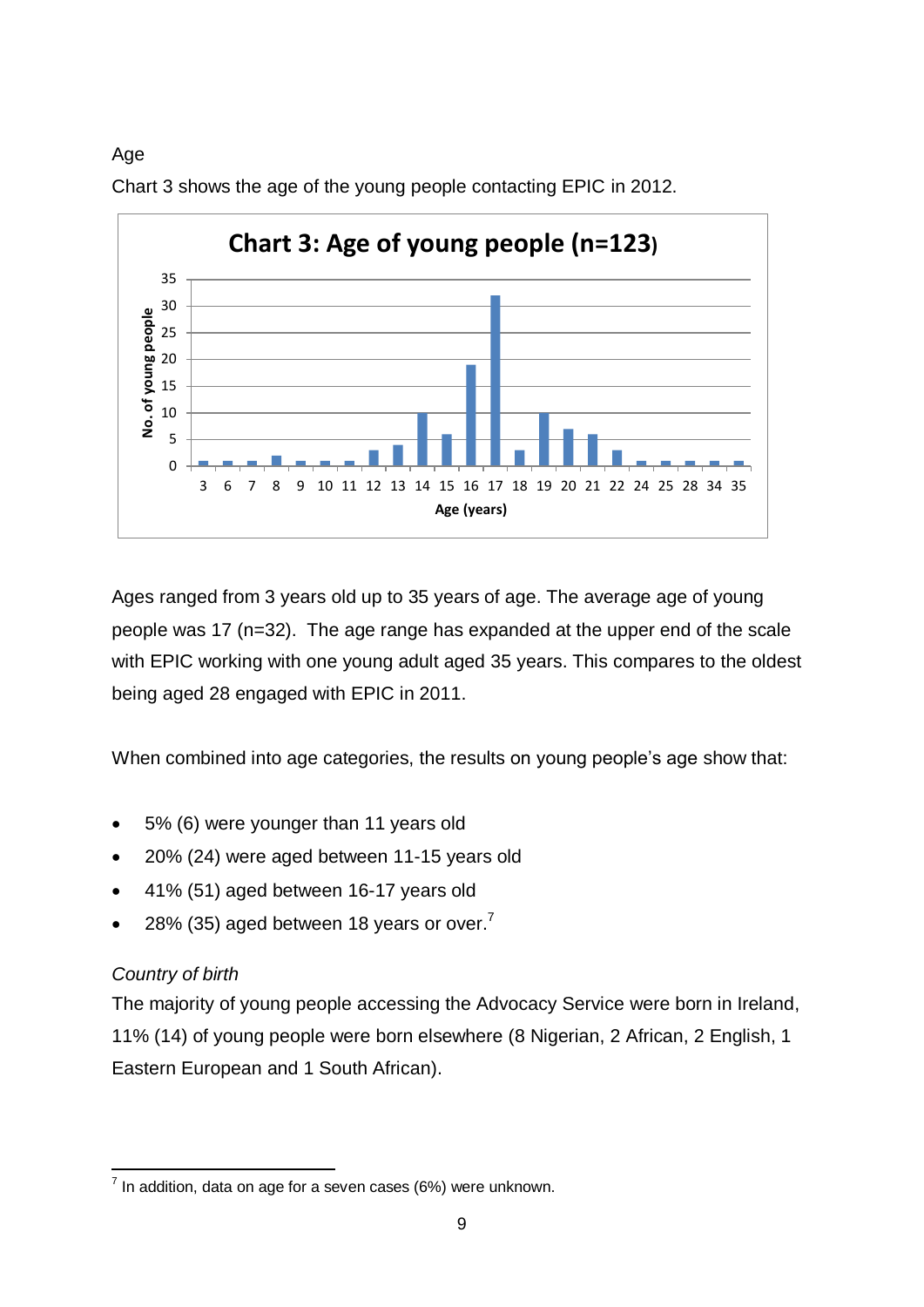Age

Chart 3 shows the age of the young people contacting EPIC in 2012.

Chart 3: Age of young people (n=123)

No. of young people

35
30
25
20
15
10
5
0

3 6 7 8 9 10 11 12 13 14 15 16 17 18 19 20 21 22 24 25 28 34 35

Age (years)

Ages ranged from 3 years old up to 35 years of age. The average age of young people was 17 (n=32). The age range has expanded at the upper end of the scale with EPIC working with one young adult aged 35 years. This compares to the oldest being aged 28 engaged with EPIC in 2011.

When combined into age categories, the results on young people's age show that:

- 5% (6) were younger than 11 years old
- 20% (24) were aged between 11-15 years old
- 41% (51) aged between 16-17 years old
- 28% (35) aged between 18 years or over.[7]

*Country of birth*

The majority of young people accessing the Advocacy Service were born in Ireland, 11% (14) of young people were born elsewhere (8 Nigerian, 2 African, 2 English, 1 Eastern European and 1 South African).

[7] In addition, data on age for a seven cases (6%) were unknown.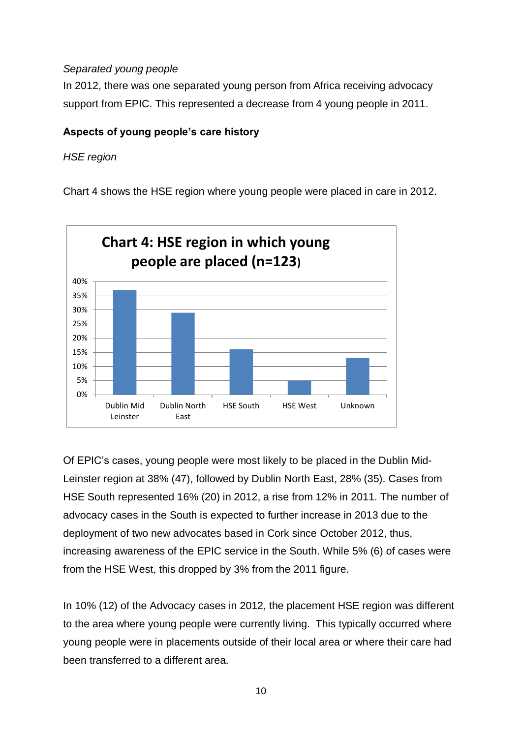*Separated young people*

In 2012, there was one separated young person from Africa receiving advocacy support from EPIC. This represented a decrease from 4 young people in 2011.

**Aspects of young people's care history**

*HSE region*

Chart 4 shows the HSE region where young people were placed in care in 2012.

**Chart 4: HSE region in which young people are placed (n=123)**

40%
35%
30%
25%
20%
15%
10%
5%
0%

Dublin Mid Leinster
Dublin North East
HSE South
HSE West
Unknown

Of EPIC's cases, young people were most likely to be placed in the Dublin Mid-Leinster region at 38% (47), followed by Dublin North East, 28% (35). Cases from HSE South represented 16% (20) in 2012, a rise from 12% in 2011. The number of advocacy cases in the South is expected to further increase in 2013 due to the deployment of two new advocates based in Cork since October 2012, thus, increasing awareness of the EPIC service in the South. While 5% (6) of cases were from the HSE West, this dropped by 3% from the 2011 figure.

In 10% (12) of the Advocacy cases in 2012, the placement HSE region was different to the area where young people were currently living. This typically occurred where young people were in placements outside of their local area or where their care had been transferred to a different area.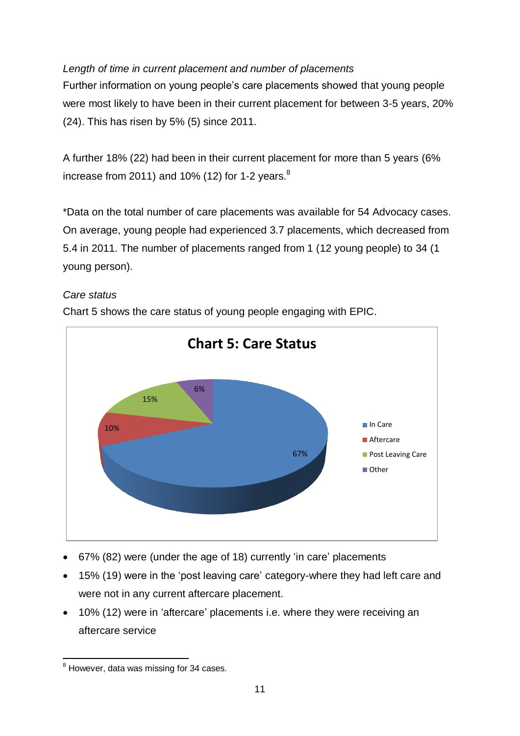*Length of time in current placement and number of placements*

Further information on young people's care placements showed that young people were most likely to have been in their current placement for between 3-5 years, 20% (24). This has risen by 5% (5) since 2011.

A further 18% (22) had been in their current placement for more than 5 years (6% increase from 2011) and 10% (12) for 1-2 years.[8]

*Data on the total number of care placements was available for 54 Advocacy cases. On average, young people had experienced 3.7 placements, which decreased from 5.4 in 2011. The number of placements ranged from 1 (12 young people) to 34 (1 young person).

*Care status*

Chart 5 shows the care status of young people engaging with EPIC.

**Chart 5: Care Status**

| Care Status | % |
|---|---|
| In Care | 67% |
| Aftercare | 10% |
| Post Leaving Care | 15% |
| Other | 6% |

- 67% (82) were (under the age of 18) currently 'in care' placements
- 15% (19) were in the 'post leaving care' category-where they had left care and were not in any current aftercare placement.
- 10% (12) were in 'aftercare' placements i.e. where they were receiving an aftercare service

[8] However, data was missing for 34 cases.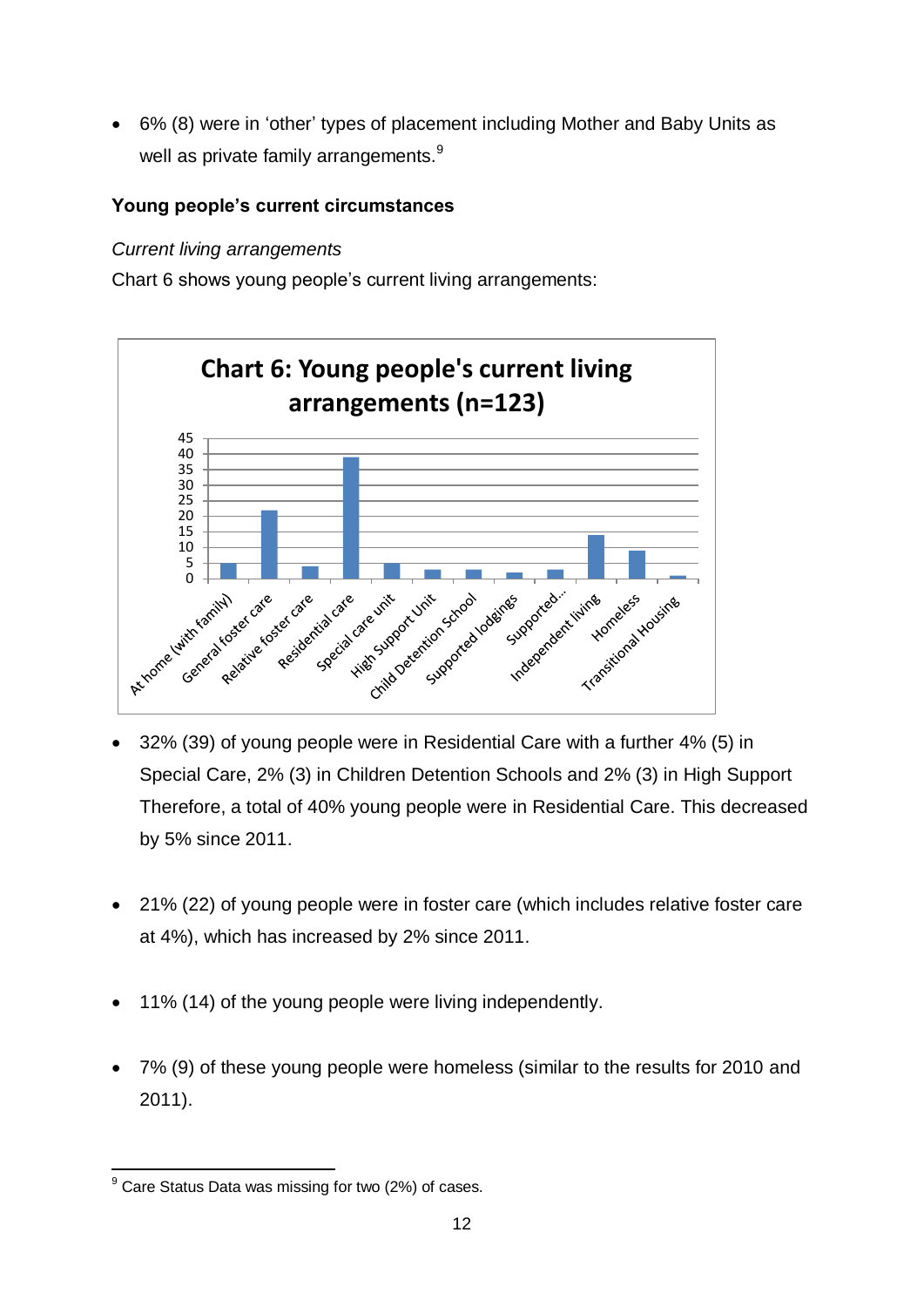- 6% (8) were in 'other' types of placement including Mother and Baby Units as well as private family arrangements.[9]

### Young people's current circumstances

*Current living arrangements*

Chart 6 shows young people's current living arrangements:

Chart 6: Young people's current living arrangements (n=123)

45
40
35
30
25
20
15
10
5
0

At home (with family)
General foster care
Relative foster care
Residential care
Special care unit
High Support Unit
Child Detention School
Supported lodgings
Supported...
Independent living
Homeless
Transitional Housing

- 32% (39) of young people were in Residential Care with a further 4% (5) in Special Care, 2% (3) in Children Detention Schools and 2% (3) in High Support Therefore, a total of 40% young people were in Residential Care. This decreased by 5% since 2011.

- 21% (22) of young people were in foster care (which includes relative foster care at 4%), which has increased by 2% since 2011.

- 11% (14) of the young people were living independently.

- 7% (9) of these young people were homeless (similar to the results for 2010 and 2011).

[9] Care Status Data was missing for two (2%) of cases.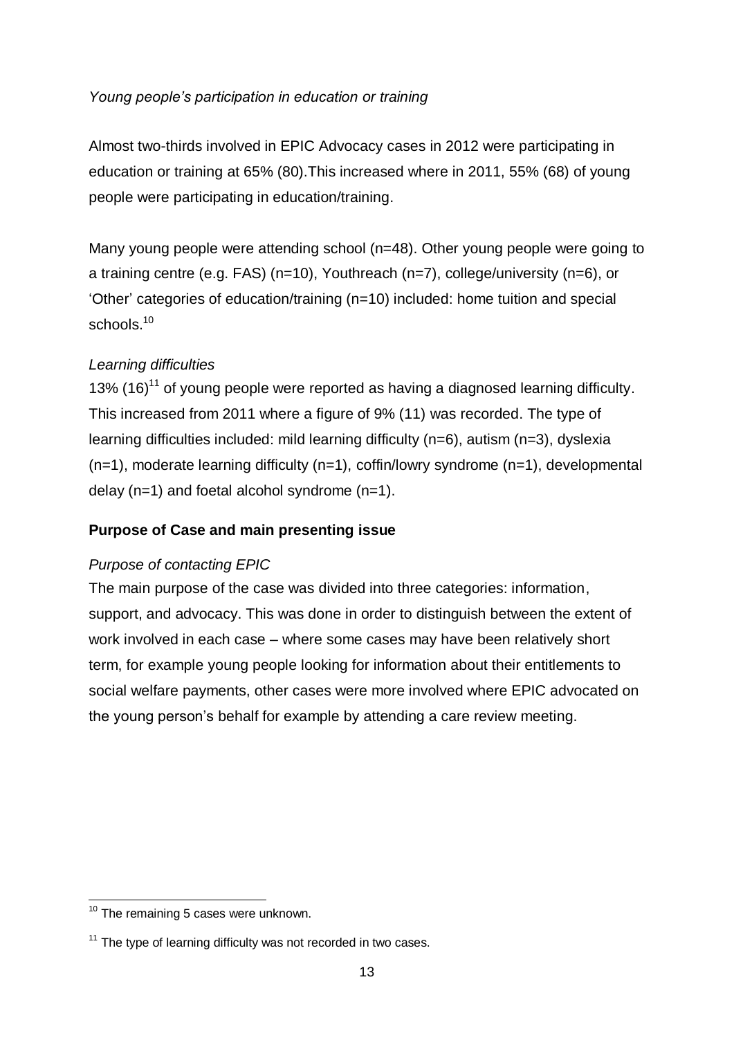*Young people's participation in education or training*

Almost two-thirds involved in EPIC Advocacy cases in 2012 were participating in education or training at 65% (80).This increased where in 2011, 55% (68) of young people were participating in education/training.

Many young people were attending school (n=48). Other young people were going to a training centre (e.g. FAS) (n=10), Youthreach (n=7), college/university (n=6), or 'Other' categories of education/training (n=10) included: home tuition and special schools.[10]

*Learning difficulties*

13% (16)[11] of young people were reported as having a diagnosed learning difficulty. This increased from 2011 where a figure of 9% (11) was recorded. The type of learning difficulties included: mild learning difficulty (n=6), autism (n=3), dyslexia (n=1), moderate learning difficulty (n=1), coffin/lowry syndrome (n=1), developmental delay (n=1) and foetal alcohol syndrome (n=1).

**Purpose of Case and main presenting issue**

*Purpose of contacting EPIC*

The main purpose of the case was divided into three categories: information, support, and advocacy. This was done in order to distinguish between the extent of work involved in each case – where some cases may have been relatively short term, for example young people looking for information about their entitlements to social welfare payments, other cases were more involved where EPIC advocated on the young person's behalf for example by attending a care review meeting.

[10] The remaining 5 cases were unknown.

[11] The type of learning difficulty was not recorded in two cases.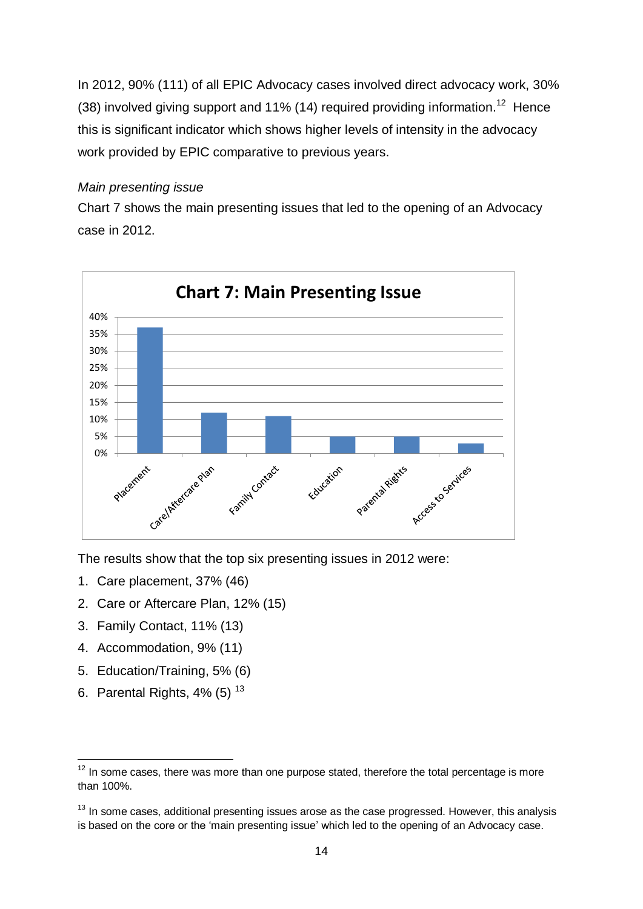In 2012, 90% (111) of all EPIC Advocacy cases involved direct advocacy work, 30% (38) involved giving support and 11% (14) required providing information.[12] Hence this is significant indicator which shows higher levels of intensity in the advocacy work provided by EPIC comparative to previous years.

*Main presenting issue*

Chart 7 shows the main presenting issues that led to the opening of an Advocacy case in 2012.

**Chart 7: Main Presenting Issue**

40%
35%
30%
25%
20%
15%
10%
5%
0%

Placement
Care/Aftercare Plan
Family Contact
Education
Parental Rights
Access to Services

The results show that the top six presenting issues in 2012 were:

1. Care placement, 37% (46)
2. Care or Aftercare Plan, 12% (15)
3. Family Contact, 11% (13)
4. Accommodation, 9% (11)
5. Education/Training, 5% (6)
6. Parental Rights, 4% (5) [13]

---

[12] In some cases, there was more than one purpose stated, therefore the total percentage is more than 100%.

[13] In some cases, additional presenting issues arose as the case progressed. However, this analysis is based on the core or the 'main presenting issue' which led to the opening of an Advocacy case.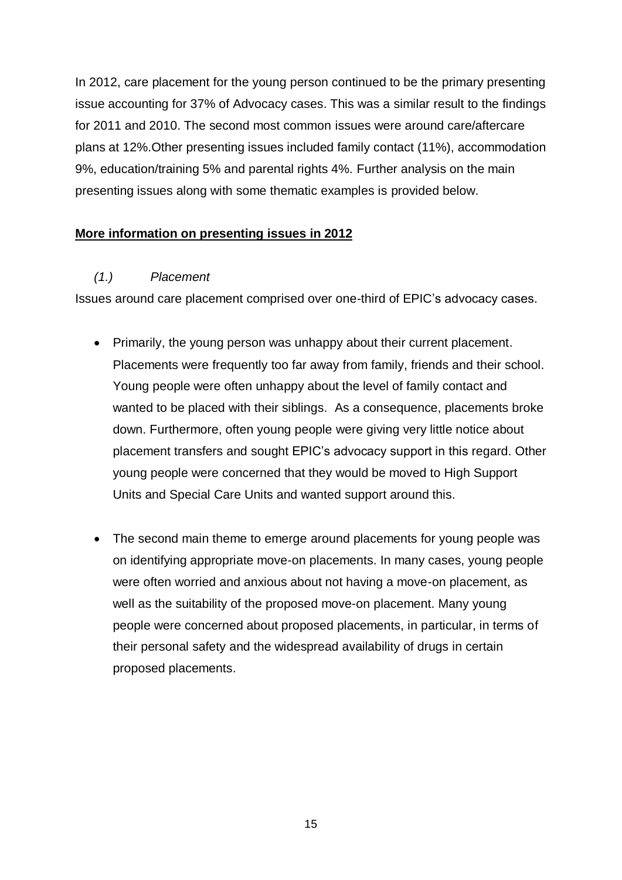In 2012, care placement for the young person continued to be the primary presenting issue accounting for 37% of Advocacy cases. This was a similar result to the findings for 2011 and 2010. The second most common issues were around care/aftercare plans at 12%.Other presenting issues included family contact (11%), accommodation 9%, education/training 5% and parental rights 4%. Further analysis on the main presenting issues along with some thematic examples is provided below.

**More information on presenting issues in 2012**

*(1.) Placement*

Issues around care placement comprised over one-third of EPIC's advocacy cases.

- Primarily, the young person was unhappy about their current placement. Placements were frequently too far away from family, friends and their school. Young people were often unhappy about the level of family contact and wanted to be placed with their siblings. As a consequence, placements broke down. Furthermore, often young people were giving very little notice about placement transfers and sought EPIC's advocacy support in this regard. Other young people were concerned that they would be moved to High Support Units and Special Care Units and wanted support around this.

- The second main theme to emerge around placements for young people was on identifying appropriate move-on placements. In many cases, young people were often worried and anxious about not having a move-on placement, as well as the suitability of the proposed move-on placement. Many young people were concerned about proposed placements, in particular, in terms of their personal safety and the widespread availability of drugs in certain proposed placements.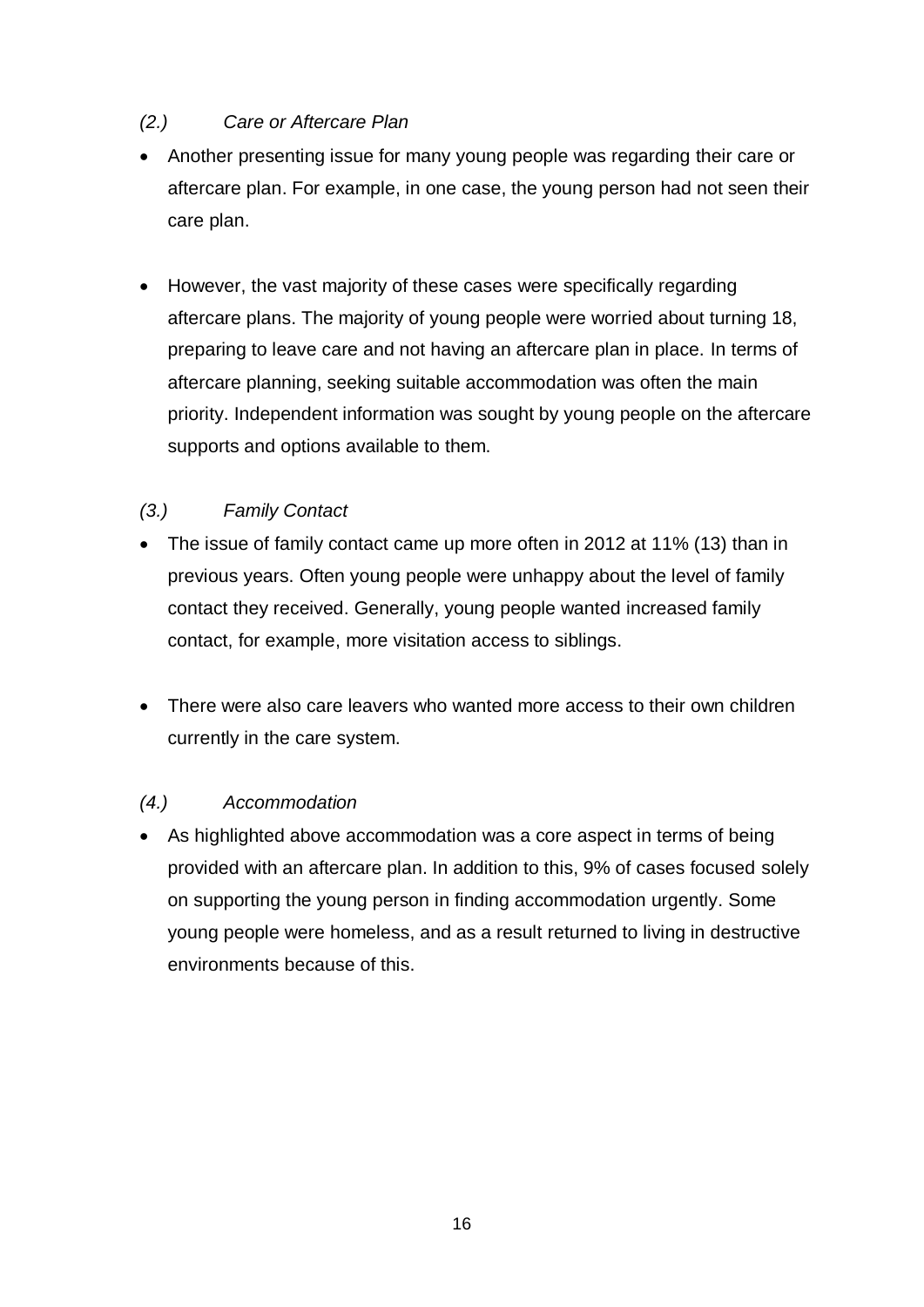*(2.) Care or Aftercare Plan*

- Another presenting issue for many young people was regarding their care or aftercare plan. For example, in one case, the young person had not seen their care plan.

- However, the vast majority of these cases were specifically regarding aftercare plans. The majority of young people were worried about turning 18, preparing to leave care and not having an aftercare plan in place. In terms of aftercare planning, seeking suitable accommodation was often the main priority. Independent information was sought by young people on the aftercare supports and options available to them.

*(3.) Family Contact*

- The issue of family contact came up more often in 2012 at 11% (13) than in previous years. Often young people were unhappy about the level of family contact they received. Generally, young people wanted increased family contact, for example, more visitation access to siblings.

- There were also care leavers who wanted more access to their own children currently in the care system.

*(4.) Accommodation*

- As highlighted above accommodation was a core aspect in terms of being provided with an aftercare plan. In addition to this, 9% of cases focused solely on supporting the young person in finding accommodation urgently. Some young people were homeless, and as a result returned to living in destructive environments because of this.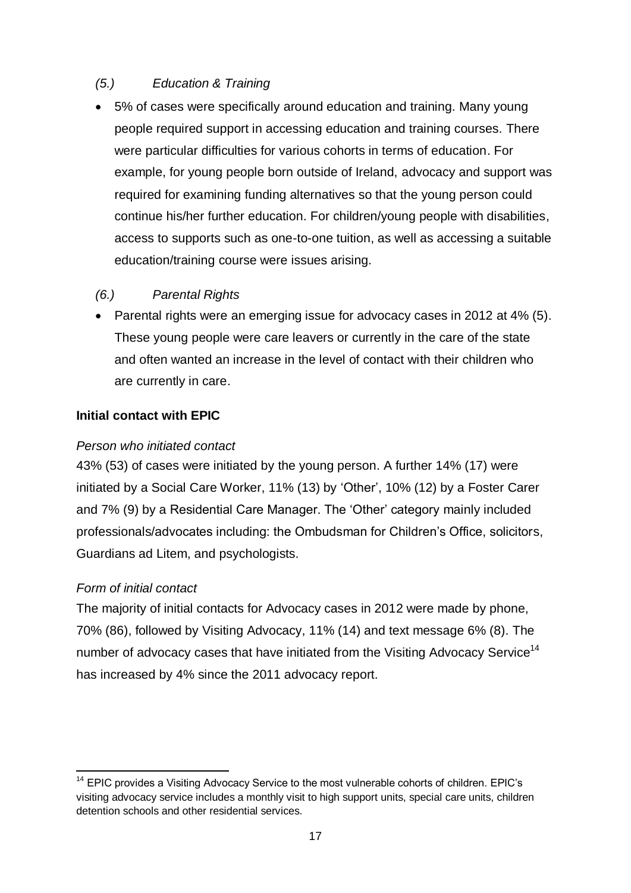*(5.) Education & Training*

- 5% of cases were specifically around education and training. Many young people required support in accessing education and training courses. There were particular difficulties for various cohorts in terms of education. For example, for young people born outside of Ireland, advocacy and support was required for examining funding alternatives so that the young person could continue his/her further education. For children/young people with disabilities, access to supports such as one-to-one tuition, as well as accessing a suitable education/training course were issues arising.

*(6.) Parental Rights*

- Parental rights were an emerging issue for advocacy cases in 2012 at 4% (5). These young people were care leavers or currently in the care of the state and often wanted an increase in the level of contact with their children who are currently in care.

**Initial contact with EPIC**

*Person who initiated contact*

43% (53) of cases were initiated by the young person. A further 14% (17) were initiated by a Social Care Worker, 11% (13) by 'Other', 10% (12) by a Foster Carer and 7% (9) by a Residential Care Manager. The 'Other' category mainly included professionals/advocates including: the Ombudsman for Children's Office, solicitors, Guardians ad Litem, and psychologists.

*Form of initial contact*

The majority of initial contacts for Advocacy cases in 2012 were made by phone, 70% (86), followed by Visiting Advocacy, 11% (14) and text message 6% (8). The number of advocacy cases that have initiated from the Visiting Advocacy Service[14] has increased by 4% since the 2011 advocacy report.

[14] EPIC provides a Visiting Advocacy Service to the most vulnerable cohorts of children. EPIC's visiting advocacy service includes a monthly visit to high support units, special care units, children detention schools and other residential services.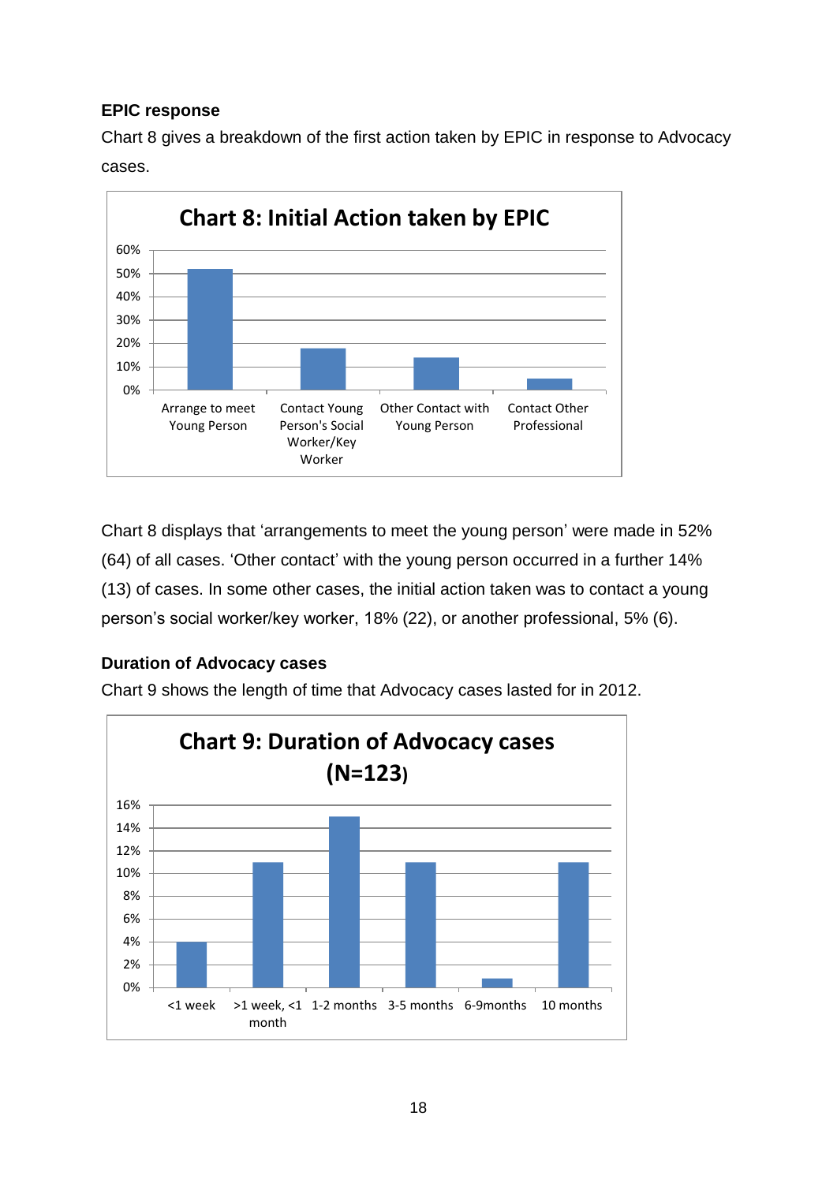**EPIC response**

Chart 8 gives a breakdown of the first action taken by EPIC in response to Advocacy cases.

**Chart 8: Initial Action taken by EPIC**

60%
50%
40%
30%
20%
10%
0%

Arrange to meet Young Person
Contact Young Person's Social Worker/Key Worker
Other Contact with Young Person
Contact Other Professional

Chart 8 displays that 'arrangements to meet the young person' were made in 52% (64) of all cases. 'Other contact' with the young person occurred in a further 14% (13) of cases. In some other cases, the initial action taken was to contact a young person's social worker/key worker, 18% (22), or another professional, 5% (6).

**Duration of Advocacy cases**

Chart 9 shows the length of time that Advocacy cases lasted for in 2012.

**Chart 9: Duration of Advocacy cases (N=123)**

16%
14%
12%
10%
8%
6%
4%
2%
0%

<1 week
>1 week, <1 month
1-2 months
3-5 months
6-9months
10 months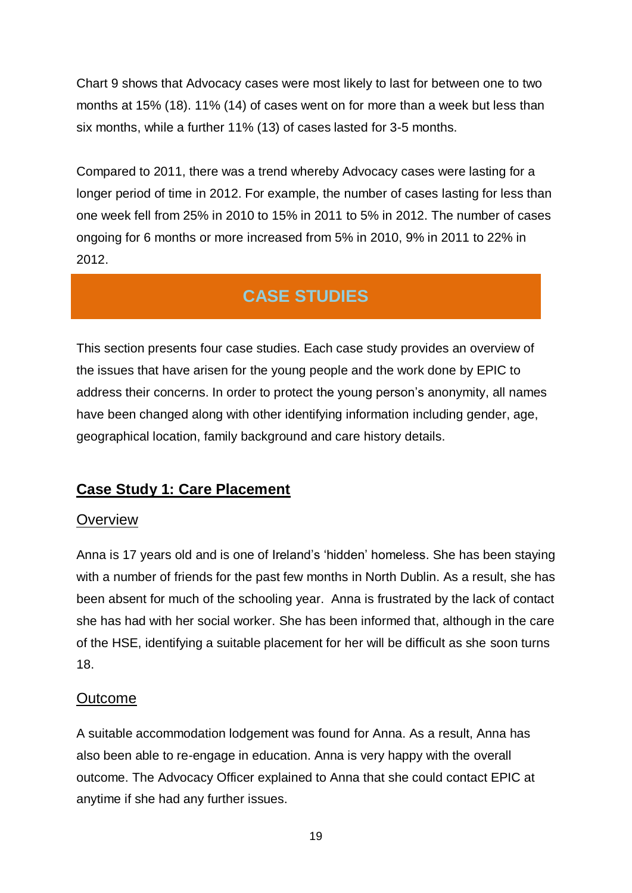Chart 9 shows that Advocacy cases were most likely to last for between one to two months at 15% (18). 11% (14) of cases went on for more than a week but less than six months, while a further 11% (13) of cases lasted for 3-5 months.

Compared to 2011, there was a trend whereby Advocacy cases were lasting for a longer period of time in 2012. For example, the number of cases lasting for less than one week fell from 25% in 2010 to 15% in 2011 to 5% in 2012. The number of cases ongoing for 6 months or more increased from 5% in 2010, 9% in 2011 to 22% in 2012.

# CASE STUDIES

This section presents four case studies. Each case study provides an overview of the issues that have arisen for the young people and the work done by EPIC to address their concerns. In order to protect the young person's anonymity, all names have been changed along with other identifying information including gender, age, geographical location, family background and care history details.

## Case Study 1: Care Placement

### Overview

Anna is 17 years old and is one of Ireland's 'hidden' homeless. She has been staying with a number of friends for the past few months in North Dublin. As a result, she has been absent for much of the schooling year. Anna is frustrated by the lack of contact she has had with her social worker. She has been informed that, although in the care of the HSE, identifying a suitable placement for her will be difficult as she soon turns 18.

### Outcome

A suitable accommodation lodgement was found for Anna. As a result, Anna has also been able to re-engage in education. Anna is very happy with the overall outcome. The Advocacy Officer explained to Anna that she could contact EPIC at anytime if she had any further issues.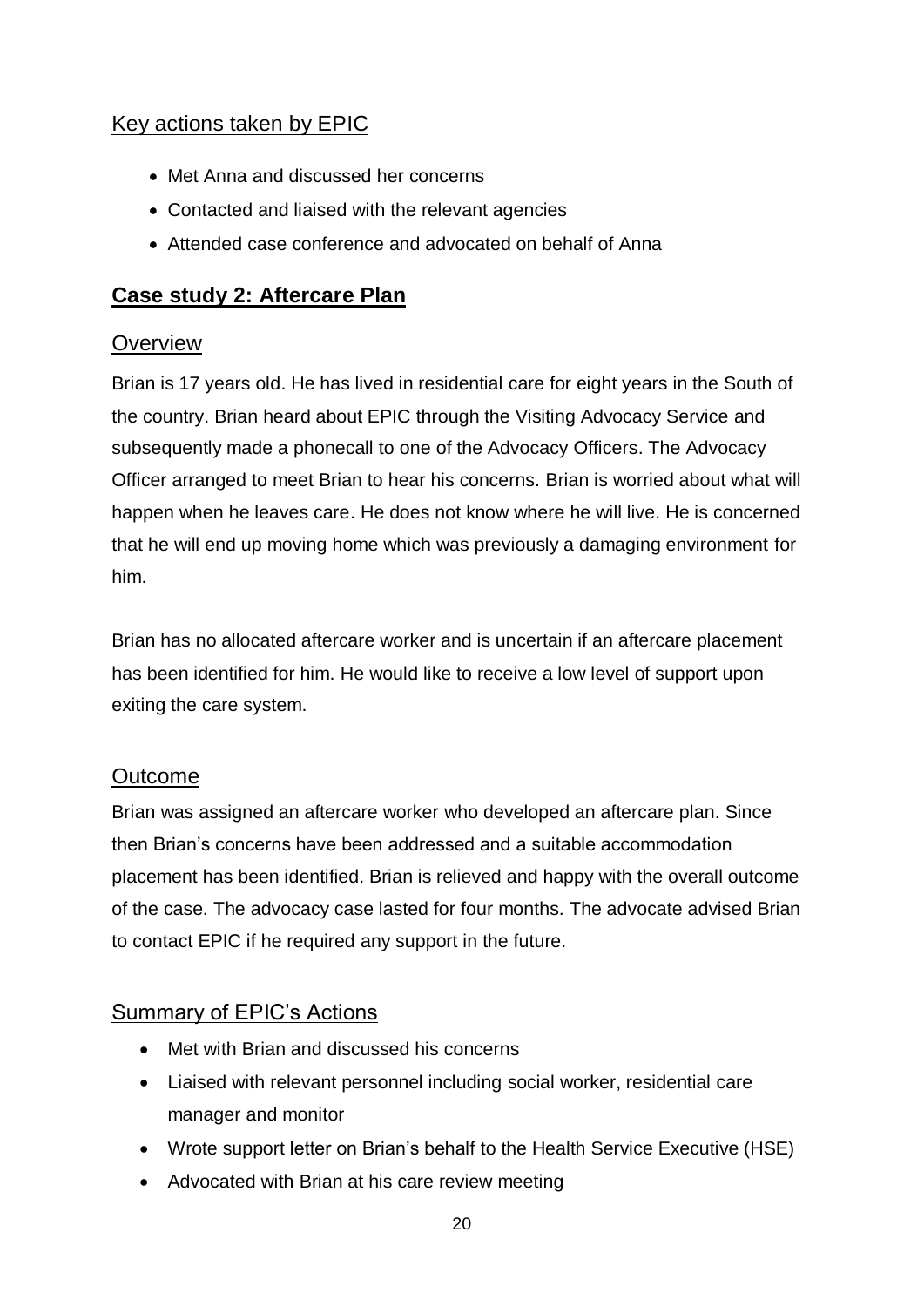### Key actions taken by EPIC

- Met Anna and discussed her concerns
- Contacted and liaised with the relevant agencies
- Attended case conference and advocated on behalf of Anna

## Case study 2: Aftercare Plan

### Overview

Brian is 17 years old. He has lived in residential care for eight years in the South of the country. Brian heard about EPIC through the Visiting Advocacy Service and subsequently made a phonecall to one of the Advocacy Officers. The Advocacy Officer arranged to meet Brian to hear his concerns. Brian is worried about what will happen when he leaves care. He does not know where he will live. He is concerned that he will end up moving home which was previously a damaging environment for him.

Brian has no allocated aftercare worker and is uncertain if an aftercare placement has been identified for him. He would like to receive a low level of support upon exiting the care system.

### Outcome

Brian was assigned an aftercare worker who developed an aftercare plan. Since then Brian's concerns have been addressed and a suitable accommodation placement has been identified. Brian is relieved and happy with the overall outcome of the case. The advocacy case lasted for four months. The advocate advised Brian to contact EPIC if he required any support in the future.

### Summary of EPIC's Actions

- Met with Brian and discussed his concerns
- Liaised with relevant personnel including social worker, residential care manager and monitor
- Wrote support letter on Brian's behalf to the Health Service Executive (HSE)
- Advocated with Brian at his care review meeting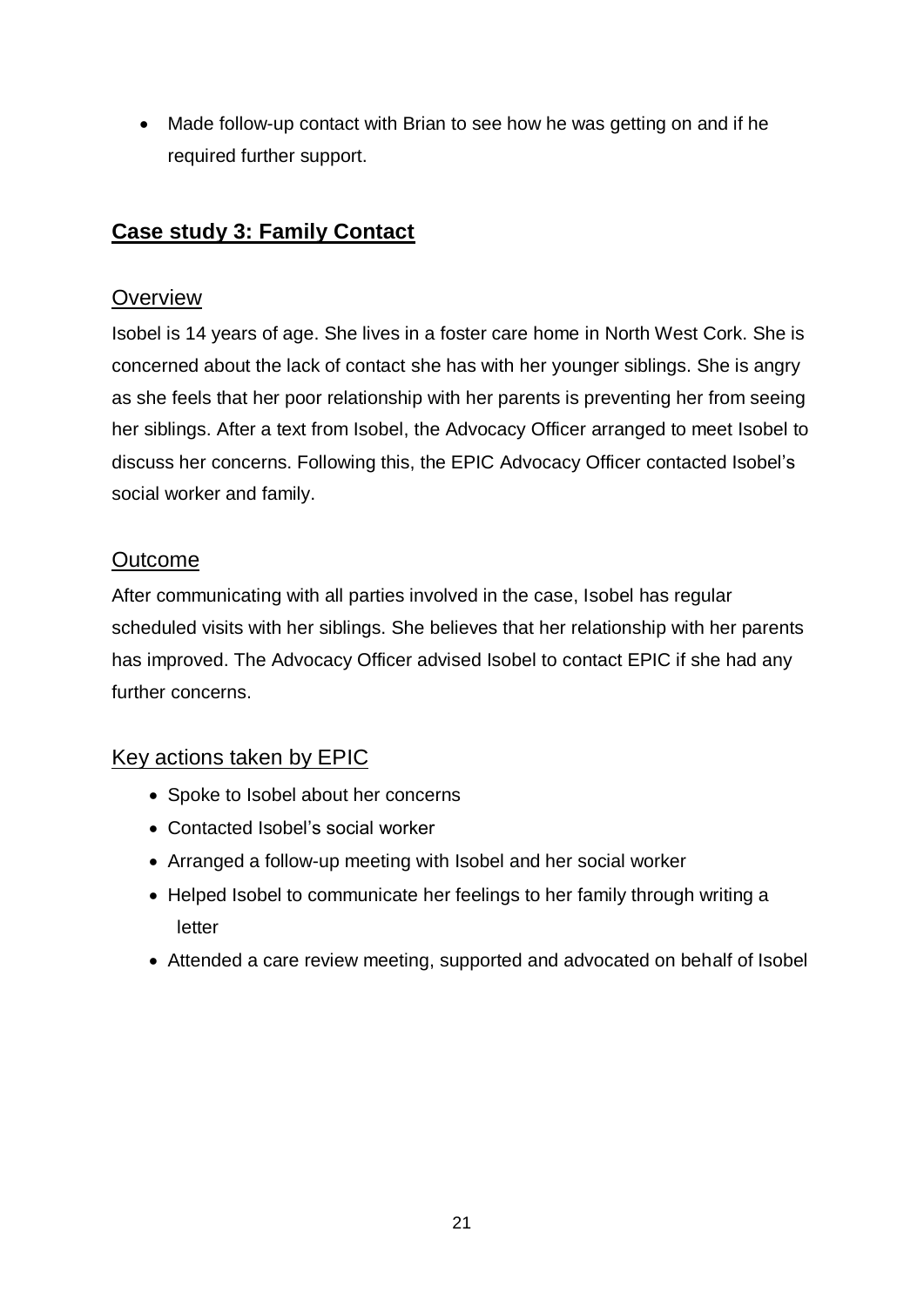- Made follow-up contact with Brian to see how he was getting on and if he required further support.

## Case study 3: Family Contact

### Overview

Isobel is 14 years of age. She lives in a foster care home in North West Cork. She is concerned about the lack of contact she has with her younger siblings. She is angry as she feels that her poor relationship with her parents is preventing her from seeing her siblings. After a text from Isobel, the Advocacy Officer arranged to meet Isobel to discuss her concerns. Following this, the EPIC Advocacy Officer contacted Isobel's social worker and family.

### Outcome

After communicating with all parties involved in the case, Isobel has regular scheduled visits with her siblings. She believes that her relationship with her parents has improved. The Advocacy Officer advised Isobel to contact EPIC if she had any further concerns.

### Key actions taken by EPIC

- Spoke to Isobel about her concerns
- Contacted Isobel's social worker
- Arranged a follow-up meeting with Isobel and her social worker
- Helped Isobel to communicate her feelings to her family through writing a letter
- Attended a care review meeting, supported and advocated on behalf of Isobel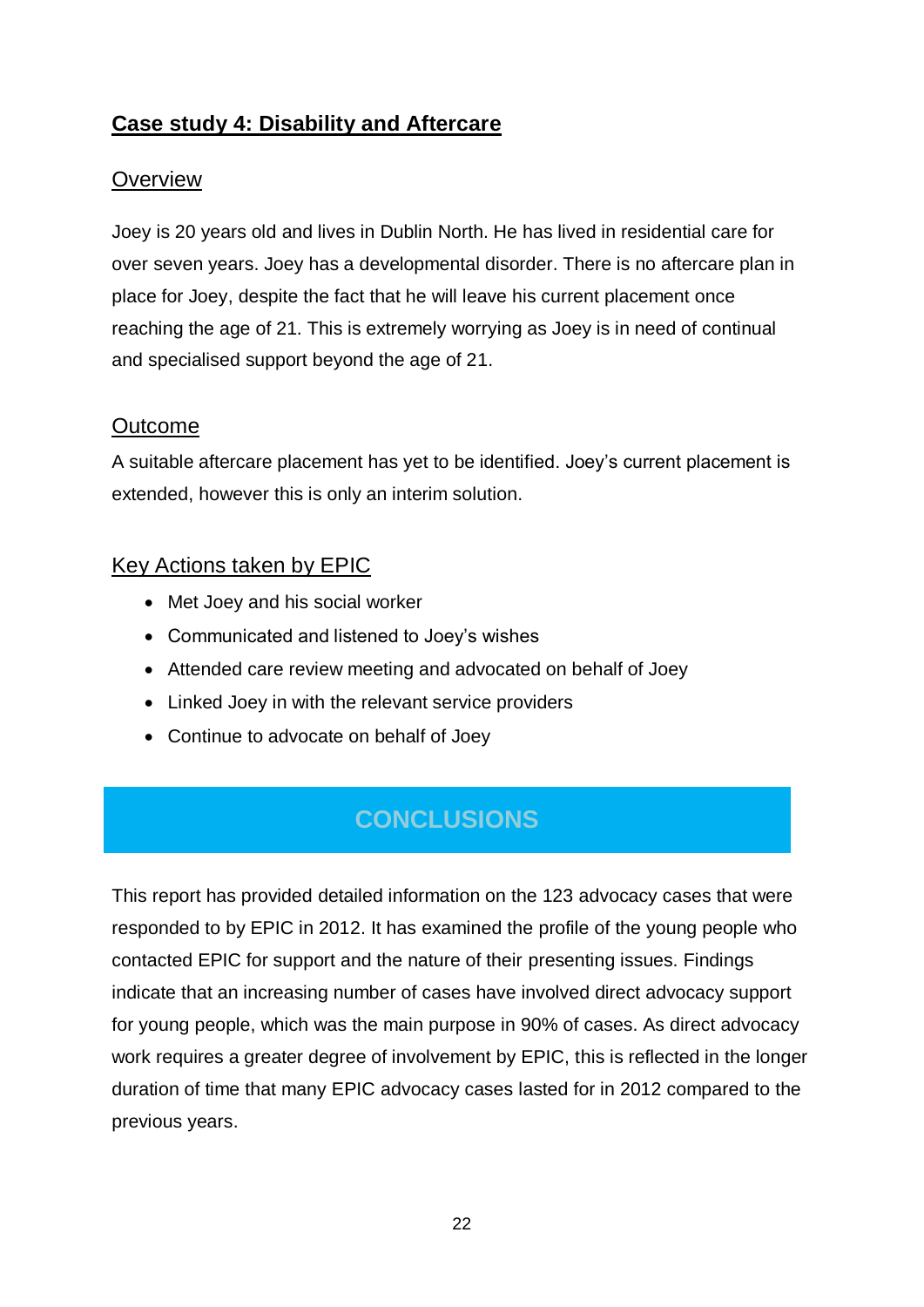## Case study 4: Disability and Aftercare

### Overview

Joey is 20 years old and lives in Dublin North. He has lived in residential care for over seven years. Joey has a developmental disorder. There is no aftercare plan in place for Joey, despite the fact that he will leave his current placement once reaching the age of 21. This is extremely worrying as Joey is in need of continual and specialised support beyond the age of 21.

### Outcome

A suitable aftercare placement has yet to be identified. Joey's current placement is extended, however this is only an interim solution.

### Key Actions taken by EPIC

- Met Joey and his social worker
- Communicated and listened to Joey's wishes
- Attended care review meeting and advocated on behalf of Joey
- Linked Joey in with the relevant service providers
- Continue to advocate on behalf of Joey

# CONCLUSIONS

This report has provided detailed information on the 123 advocacy cases that were responded to by EPIC in 2012. It has examined the profile of the young people who contacted EPIC for support and the nature of their presenting issues. Findings indicate that an increasing number of cases have involved direct advocacy support for young people, which was the main purpose in 90% of cases. As direct advocacy work requires a greater degree of involvement by EPIC, this is reflected in the longer duration of time that many EPIC advocacy cases lasted for in 2012 compared to the previous years.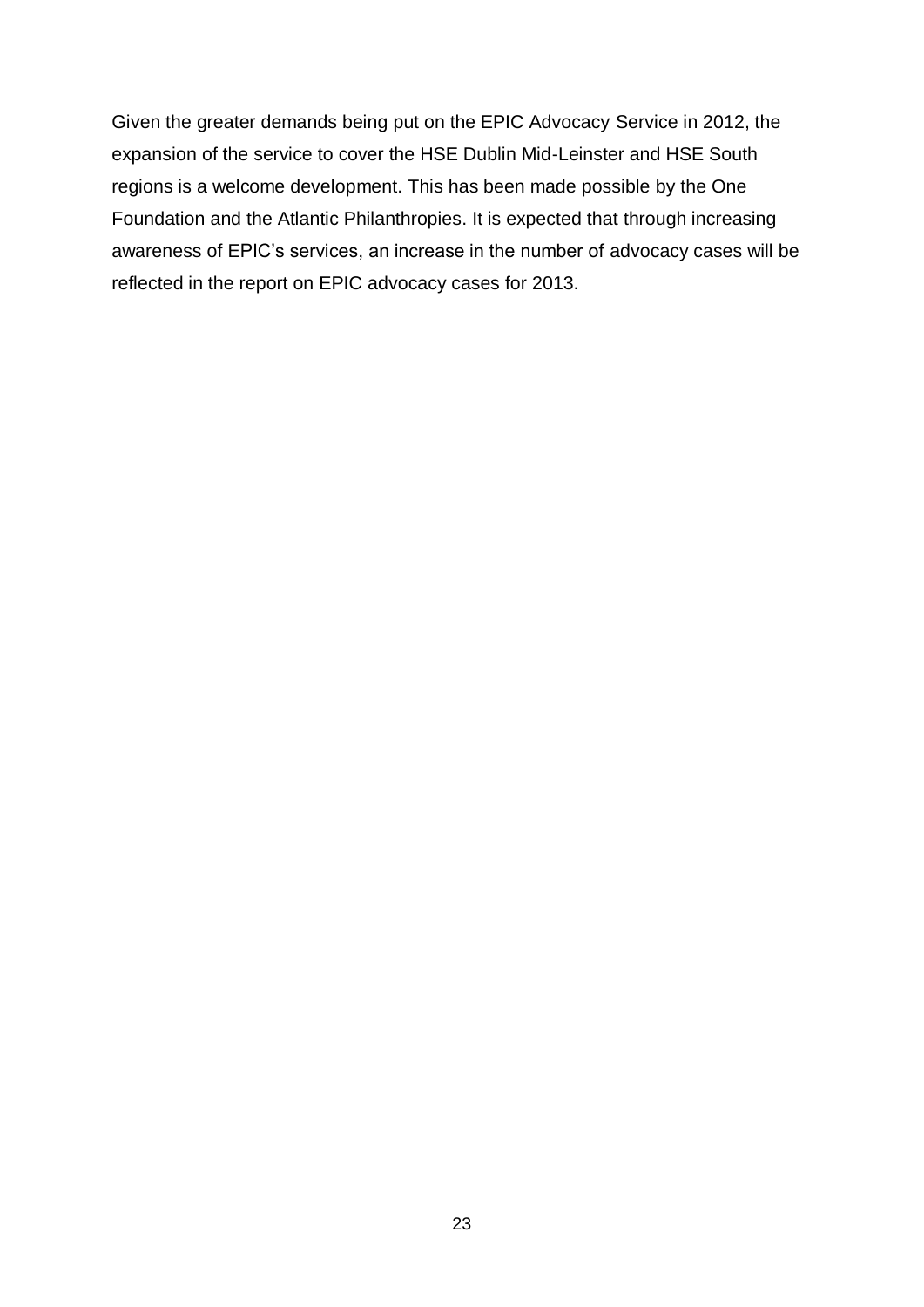Given the greater demands being put on the EPIC Advocacy Service in 2012, the expansion of the service to cover the HSE Dublin Mid-Leinster and HSE South regions is a welcome development. This has been made possible by the One Foundation and the Atlantic Philanthropies. It is expected that through increasing awareness of EPIC's services, an increase in the number of advocacy cases will be reflected in the report on EPIC advocacy cases for 2013.